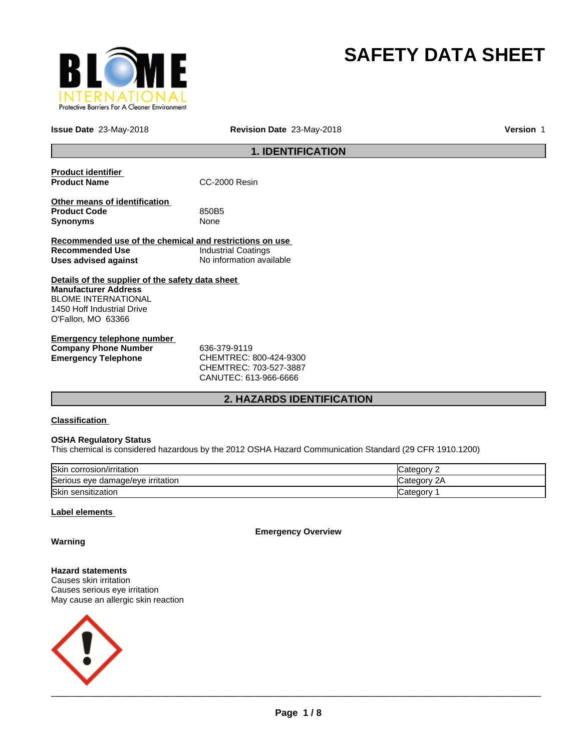# SAFETY DATA SHEET

**Issue Date** 23-May-2018 **Revision Date** 23-May-2018 **Version** 1

## 1. IDENTIFICATION

**Product identifier**

**Product Name** CC-2000 Resin

**Other means of identification**

**Product Code** 850B5

**Synonyms** None

**Recommended use of the chemical and restrictions on use**

**Recommended Use** Industrial Coatings

**Uses advised against** No information available

**Details of the supplier of the safety data sheet**

**Manufacturer Address**
BLOME INTERNATIONAL
1450 Hoff Industrial Drive
O'Fallon, MO 63366

**Emergency telephone number**

**Company Phone Number** 636-379-9119

**Emergency Telephone** CHEMTREC: 800-424-9300
CHEMTREC: 703-527-3887
CANUTEC: 613-966-6666

## 2. HAZARDS IDENTIFICATION

**Classification**

**OSHA Regulatory Status**

This chemical is considered hazardous by the 2012 OSHA Hazard Communication Standard (29 CFR 1910.1200)

| | |
|---|---|
| Skin corrosion/irritation | Category 2 |
| Serious eye damage/eye irritation | Category 2A |
| Skin sensitization | Category 1 |

**Label elements**

**Emergency Overview**

**Warning**

**Hazard statements**
Causes skin irritation
Causes serious eye irritation
May cause an allergic skin reaction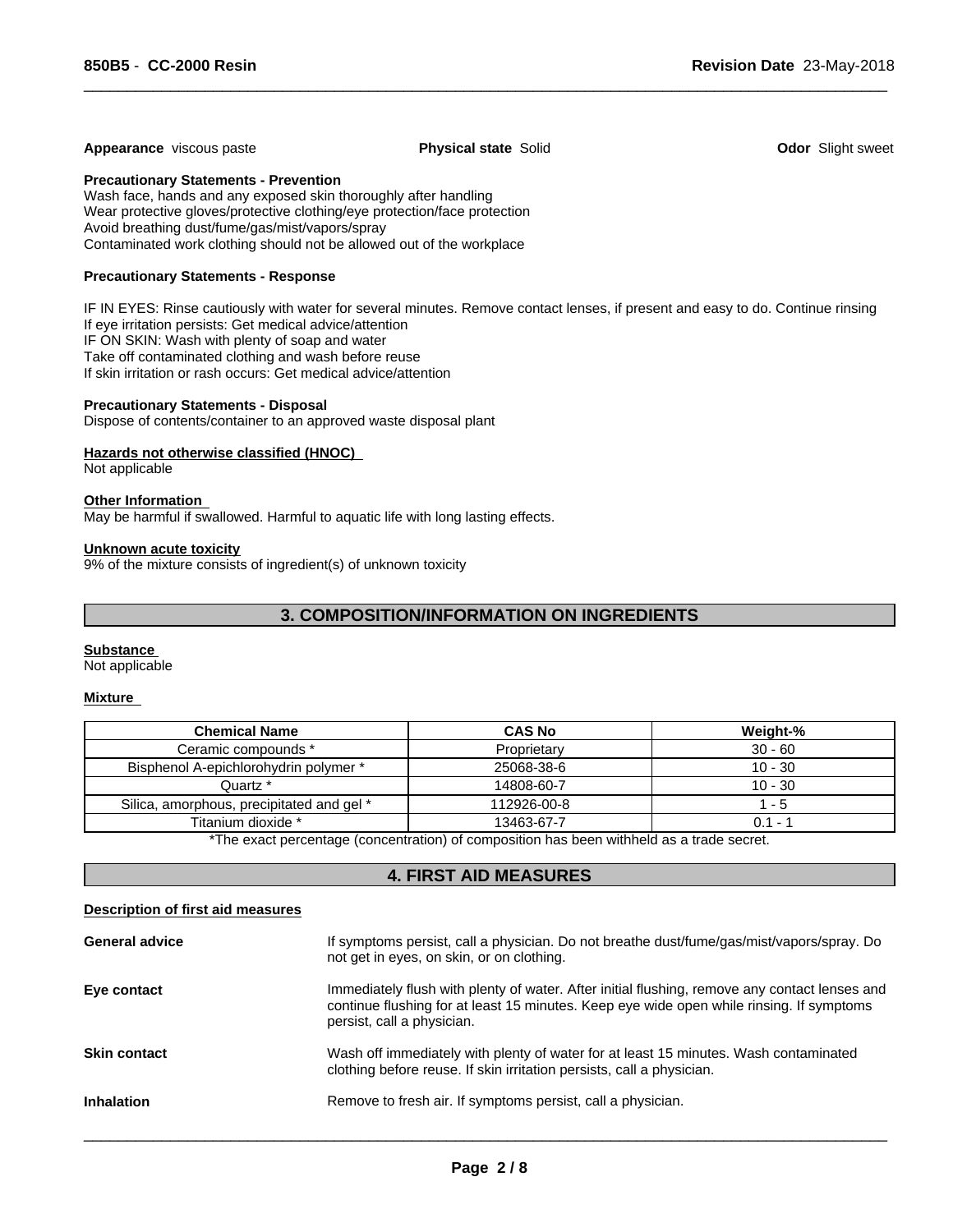**Appearance** viscous paste **Physical state** Solid **Odor** Slight sweet

**Precautionary Statements - Prevention**
Wash face, hands and any exposed skin thoroughly after handling
Wear protective gloves/protective clothing/eye protection/face protection
Avoid breathing dust/fume/gas/mist/vapors/spray
Contaminated work clothing should not be allowed out of the workplace

**Precautionary Statements - Response**

IF IN EYES: Rinse cautiously with water for several minutes. Remove contact lenses, if present and easy to do. Continue rinsing
If eye irritation persists: Get medical advice/attention
IF ON SKIN: Wash with plenty of soap and water
Take off contaminated clothing and wash before reuse
If skin irritation or rash occurs: Get medical advice/attention

**Precautionary Statements - Disposal**
Dispose of contents/container to an approved waste disposal plant

**Hazards not otherwise classified (HNOC)**
Not applicable

**Other Information**
May be harmful if swallowed. Harmful to aquatic life with long lasting effects.

**Unknown acute toxicity**
9% of the mixture consists of ingredient(s) of unknown toxicity

## 3. COMPOSITION/INFORMATION ON INGREDIENTS

**Substance**
Not applicable

**Mixture**

| Chemical Name | CAS No | Weight-% |
|---|---|---|
| Ceramic compounds * | Proprietary | 30 - 60 |
| Bisphenol A-epichlorohydrin polymer * | 25068-38-6 | 10 - 30 |
| Quartz * | 14808-60-7 | 10 - 30 |
| Silica, amorphous, precipitated and gel * | 112926-00-8 | 1 - 5 |
| Titanium dioxide * | 13463-67-7 | 0.1 - 1 |

*The exact percentage (concentration) of composition has been withheld as a trade secret.

## 4. FIRST AID MEASURES

**Description of first aid measures**

**General advice** If symptoms persist, call a physician. Do not breathe dust/fume/gas/mist/vapors/spray. Do not get in eyes, on skin, or on clothing.

**Eye contact** Immediately flush with plenty of water. After initial flushing, remove any contact lenses and continue flushing for at least 15 minutes. Keep eye wide open while rinsing. If symptoms persist, call a physician.

**Skin contact** Wash off immediately with plenty of water for at least 15 minutes. Wash contaminated clothing before reuse. If skin irritation persists, call a physician.

**Inhalation** Remove to fresh air. If symptoms persist, call a physician.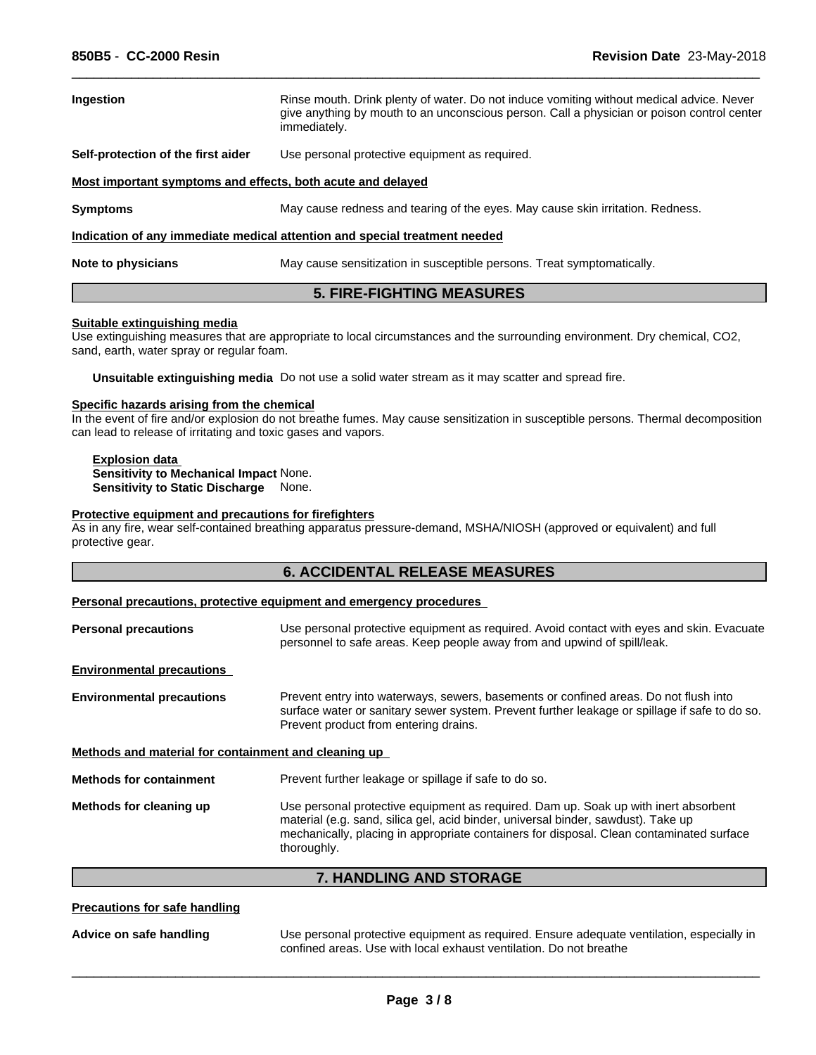**Ingestion** Rinse mouth. Drink plenty of water. Do not induce vomiting without medical advice. Never give anything by mouth to an unconscious person. Call a physician or poison control center immediately.

**Self-protection of the first aider** Use personal protective equipment as required.

**Most important symptoms and effects, both acute and delayed**

**Symptoms** May cause redness and tearing of the eyes. May cause skin irritation. Redness.

**Indication of any immediate medical attention and special treatment needed**

**Note to physicians** May cause sensitization in susceptible persons. Treat symptomatically.

## 5. FIRE-FIGHTING MEASURES

**Suitable extinguishing media**

Use extinguishing measures that are appropriate to local circumstances and the surrounding environment. Dry chemical, $CO_2$, sand, earth, water spray or regular foam.

**Unsuitable extinguishing media** Do not use a solid water stream as it may scatter and spread fire.

**Specific hazards arising from the chemical**

In the event of fire and/or explosion do not breathe fumes. May cause sensitization in susceptible persons. Thermal decomposition can lead to release of irritating and toxic gases and vapors.

**Explosion data**
**Sensitivity to Mechanical Impact** None.
**Sensitivity to Static Discharge** None.

**Protective equipment and precautions for firefighters**

As in any fire, wear self-contained breathing apparatus pressure-demand, MSHA/NIOSH (approved or equivalent) and full protective gear.

## 6. ACCIDENTAL RELEASE MEASURES

**Personal precautions, protective equipment and emergency procedures**

**Personal precautions** Use personal protective equipment as required. Avoid contact with eyes and skin. Evacuate personnel to safe areas. Keep people away from and upwind of spill/leak.

**Environmental precautions**

**Environmental precautions** Prevent entry into waterways, sewers, basements or confined areas. Do not flush into surface water or sanitary sewer system. Prevent further leakage or spillage if safe to do so. Prevent product from entering drains.

**Methods and material for containment and cleaning up**

**Methods for containment** Prevent further leakage or spillage if safe to do so.

**Methods for cleaning up** Use personal protective equipment as required. Dam up. Soak up with inert absorbent material (e.g. sand, silica gel, acid binder, universal binder, sawdust). Take up mechanically, placing in appropriate containers for disposal. Clean contaminated surface thoroughly.

## 7. HANDLING AND STORAGE

**Precautions for safe handling**

**Advice on safe handling** Use personal protective equipment as required. Ensure adequate ventilation, especially in confined areas. Use with local exhaust ventilation. Do not breathe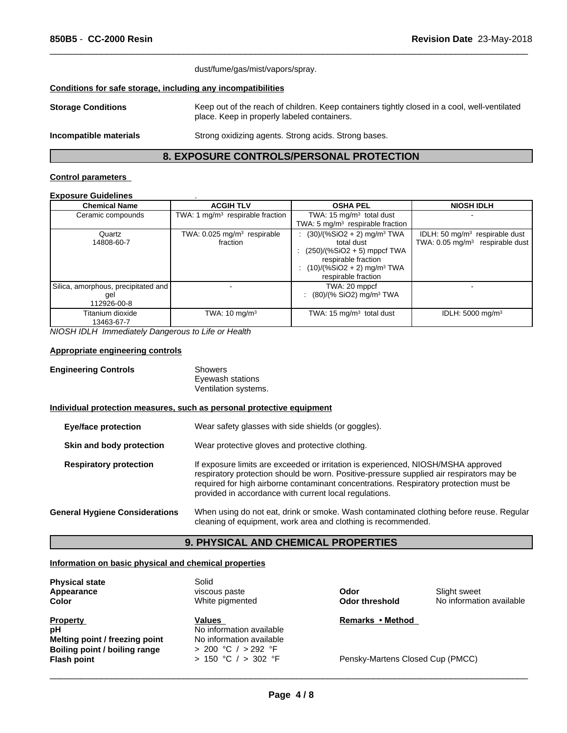dust/fume/gas/mist/vapors/spray.

**Conditions for safe storage, including any incompatibilities**

**Storage Conditions** Keep out of the reach of children. Keep containers tightly closed in a cool, well-ventilated place. Keep in properly labeled containers.

**Incompatible materials** Strong oxidizing agents. Strong acids. Strong bases.

## 8. EXPOSURE CONTROLS/PERSONAL PROTECTION

**Control parameters**

**Exposure Guidelines** .

| Chemical Name | ACGIH TLV | OSHA PEL | NIOSH IDLH |
|---|---|---|---|
| Ceramic compounds | TWA: 1 mg/m³ respirable fraction | TWA: 15 mg/m³ total dust<br>TWA: 5 mg/m³ respirable fraction | - |
| Quartz<br>14808-60-7 | TWA: 0.025 mg/m³ respirable fraction | : (30)/(%SiO2 + 2) mg/m³ TWA total dust<br>: (250)/(%SiO2 + 5) mppcf TWA respirable fraction<br>: (10)/(%SiO2 + 2) mg/m³ TWA respirable fraction | IDLH: 50 mg/m³ respirable dust<br>TWA: 0.05 mg/m³ respirable dust |
| Silica, amorphous, precipitated and gel<br>112926-00-8 | - | TWA: 20 mppcf<br>: (80)/(% SiO2) mg/m³ TWA | - |
| Titanium dioxide<br>13463-67-7 | TWA: 10 mg/m³ | TWA: 15 mg/m³ total dust | IDLH: 5000 mg/m³ |

*NIOSH IDLH Immediately Dangerous to Life or Health*

**Appropriate engineering controls**

**Engineering Controls** Showers
Eyewash stations
Ventilation systems.

**Individual protection measures, such as personal protective equipment**

**Eye/face protection** Wear safety glasses with side shields (or goggles).

**Skin and body protection** Wear protective gloves and protective clothing.

**Respiratory protection** If exposure limits are exceeded or irritation is experienced, NIOSH/MSHA approved respiratory protection should be worn. Positive-pressure supplied air respirators may be required for high airborne contaminant concentrations. Respiratory protection must be provided in accordance with current local regulations.

**General Hygiene Considerations** When using do not eat, drink or smoke. Wash contaminated clothing before reuse. Regular cleaning of equipment, work area and clothing is recommended.

## 9. PHYSICAL AND CHEMICAL PROPERTIES

**Information on basic physical and chemical properties**

**Physical state** Solid
**Appearance** viscous paste
**Color** White pigmented
**Odor** Slight sweet
**Odor threshold** No information available

| Property | Values | Remarks • Method |
|---|---|---|
| pH | No information available | |
| Melting point / freezing point | No information available | |
| Boiling point / boiling range | > 200 °C / > 292 °F | |
| Flash point | > 150 °C / > 302 °F | Pensky-Martens Closed Cup (PMCC) |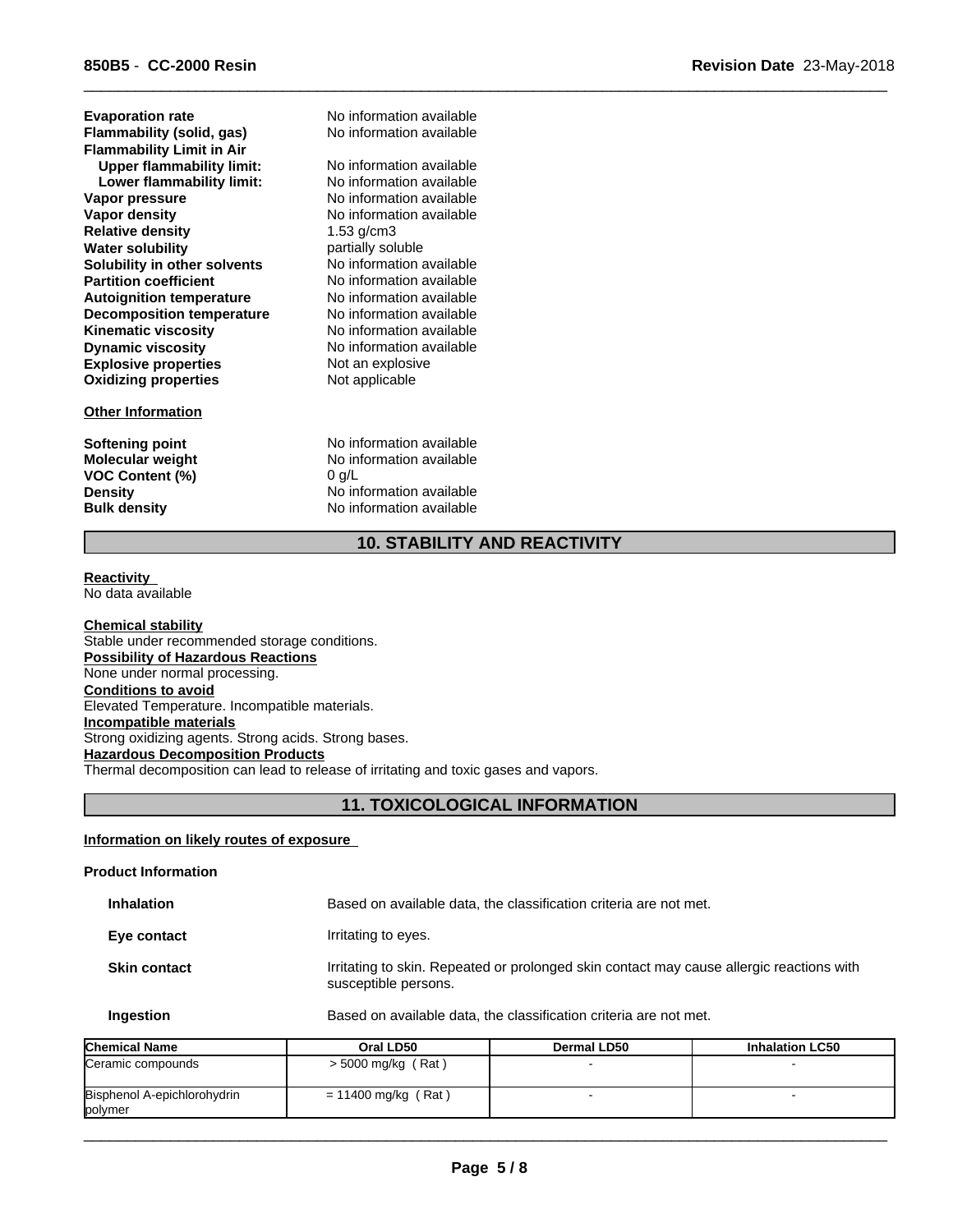| | |
|---|---|
| **Evaporation rate** | No information available |
| **Flammability (solid, gas)** | No information available |
| **Flammability Limit in Air** | |
| **Upper flammability limit:** | No information available |
| **Lower flammability limit:** | No information available |
| **Vapor pressure** | No information available |
| **Vapor density** | No information available |
| **Relative density** | 1.53 g/cm3 |
| **Water solubility** | partially soluble |
| **Solubility in other solvents** | No information available |
| **Partition coefficient** | No information available |
| **Autoignition temperature** | No information available |
| **Decomposition temperature** | No information available |
| **Kinematic viscosity** | No information available |
| **Dynamic viscosity** | No information available |
| **Explosive properties** | Not an explosive |
| **Oxidizing properties** | Not applicable |

**Other Information**

| | |
|---|---|
| **Softening point** | No information available |
| **Molecular weight** | No information available |
| **VOC Content (%)** | 0 g/L |
| **Density** | No information available |
| **Bulk density** | No information available |

## 10. STABILITY AND REACTIVITY

**Reactivity**
No data available

**Chemical stability**
Stable under recommended storage conditions.

**Possibility of Hazardous Reactions**
None under normal processing.

**Conditions to avoid**
Elevated Temperature. Incompatible materials.

**Incompatible materials**
Strong oxidizing agents. Strong acids. Strong bases.

**Hazardous Decomposition Products**
Thermal decomposition can lead to release of irritating and toxic gases and vapors.

## 11. TOXICOLOGICAL INFORMATION

**Information on likely routes of exposure**

**Product Information**

| | |
|---|---|
| **Inhalation** | Based on available data, the classification criteria are not met. |
| **Eye contact** | Irritating to eyes. |
| **Skin contact** | Irritating to skin. Repeated or prolonged skin contact may cause allergic reactions with susceptible persons. |
| **Ingestion** | Based on available data, the classification criteria are not met. |

| Chemical Name | Oral LD50 | Dermal LD50 | Inhalation LC50 |
|---|---|---|---|
| Ceramic compounds | > 5000 mg/kg ( Rat ) | - | - |
| Bisphenol A-epichlorohydrin polymer | = 11400 mg/kg ( Rat ) | - | - |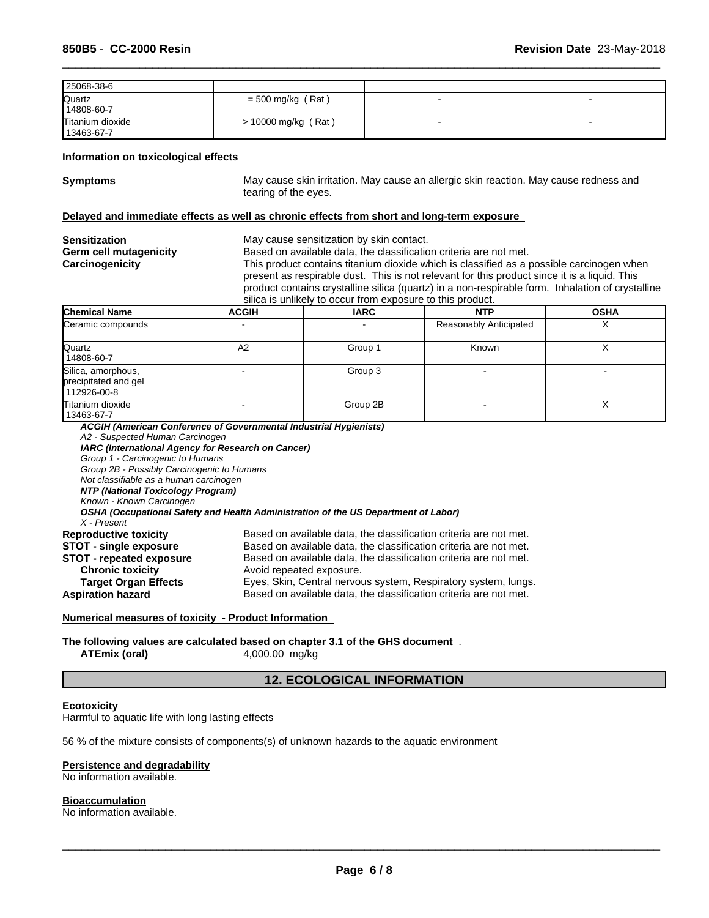| 25068-38-6 | | | |
|---|---|---|---|
| Quartz<br>14808-60-7 | = 500 mg/kg ( Rat ) | - | - |
| Titanium dioxide<br>13463-67-7 | > 10000 mg/kg ( Rat ) | - | - |

**Information on toxicological effects**

**Symptoms** May cause skin irritation. May cause an allergic skin reaction. May cause redness and tearing of the eyes.

**Delayed and immediate effects as well as chronic effects from short and long-term exposure**

**Sensitization** May cause sensitization by skin contact.

**Germ cell mutagenicity** Based on available data, the classification criteria are not met.

**Carcinogenicity** This product contains titanium dioxide which is classified as a possible carcinogen when present as respirable dust. This is not relevant for this product since it is a liquid. This product contains crystalline silica (quartz) in a non-respirable form. Inhalation of crystalline silica is unlikely to occur from exposure to this product.

| Chemical Name | ACGIH | IARC | NTP | OSHA |
|---|---|---|---|---|
| Ceramic compounds | - | - | Reasonably Anticipated | X |
| Quartz<br>14808-60-7 | A2 | Group 1 | Known | X |
| Silica, amorphous, precipitated and gel<br>112926-00-8 | - | Group 3 | - | - |
| Titanium dioxide<br>13463-67-7 | - | Group 2B | - | X |

***ACGIH (American Conference of Governmental Industrial Hygienists)***
*A2 - Suspected Human Carcinogen*
***IARC (International Agency for Research on Cancer)***
*Group 1 - Carcinogenic to Humans*
*Group 2B - Possibly Carcinogenic to Humans*
*Not classifiable as a human carcinogen*
***NTP (National Toxicology Program)***
*Known - Known Carcinogen*
***OSHA (Occupational Safety and Health Administration of the US Department of Labor)***
*X - Present*

**Reproductive toxicity** Based on available data, the classification criteria are not met.
**STOT - single exposure** Based on available data, the classification criteria are not met.
**STOT - repeated exposure** Based on available data, the classification criteria are not met.
**Chronic toxicity** Avoid repeated exposure.
**Target Organ Effects** Eyes, Skin, Central nervous system, Respiratory system, lungs.
**Aspiration hazard** Based on available data, the classification criteria are not met.

**Numerical measures of toxicity - Product Information**

**The following values are calculated based on chapter 3.1 of the GHS document** .
**ATEmix (oral)** 4,000.00 mg/kg

## 12. ECOLOGICAL INFORMATION

**Ecotoxicity**
Harmful to aquatic life with long lasting effects

56 % of the mixture consists of components(s) of unknown hazards to the aquatic environment

**Persistence and degradability**
No information available.

**Bioaccumulation**
No information available.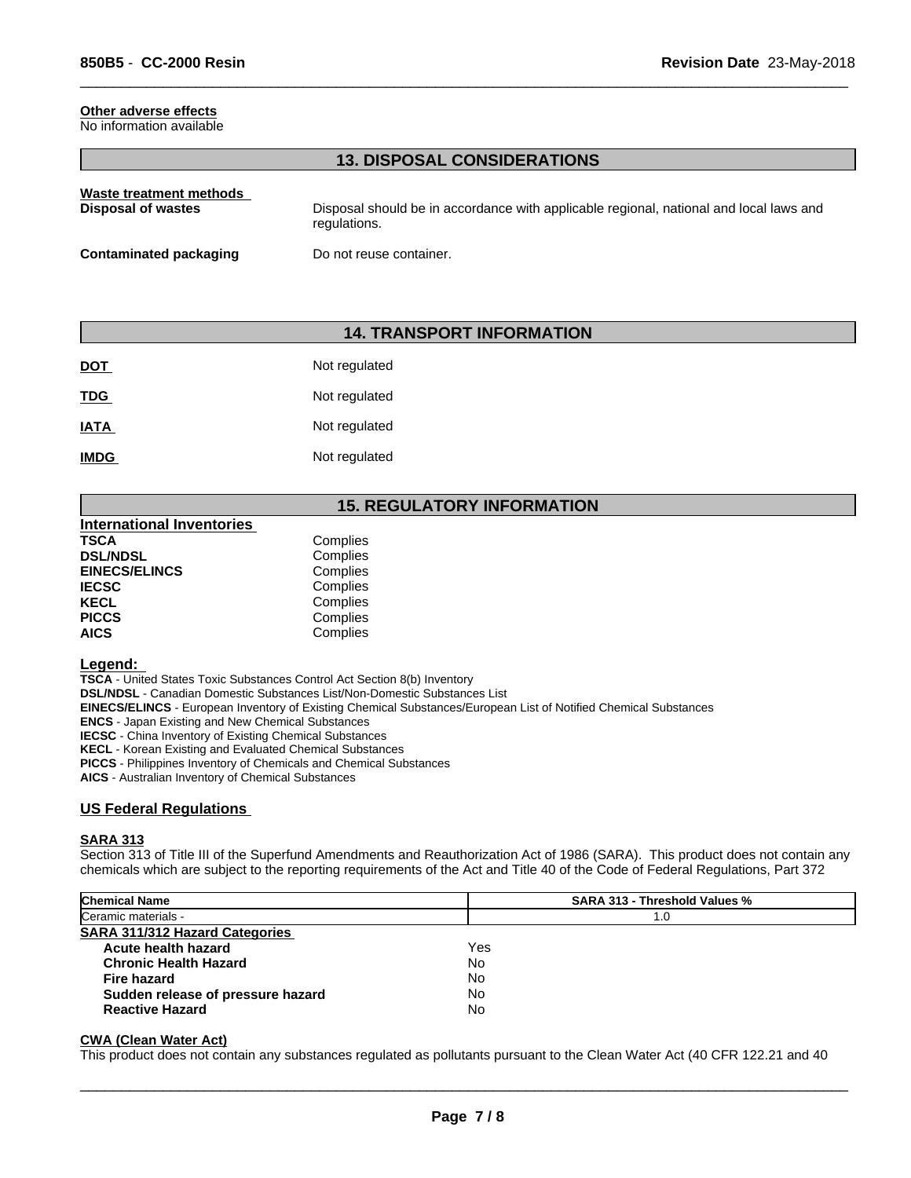**Other adverse effects**
No information available

## 13. DISPOSAL CONSIDERATIONS

**Waste treatment methods**

**Disposal of wastes** — Disposal should be in accordance with applicable regional, national and local laws and regulations.

**Contaminated packaging** — Do not reuse container.

## 14. TRANSPORT INFORMATION

| | |
|---|---|
| **DOT** | Not regulated |
| **TDG** | Not regulated |
| **IATA** | Not regulated |
| **IMDG** | Not regulated |

## 15. REGULATORY INFORMATION

**International Inventories**

| | |
|---|---|
| **TSCA** | Complies |
| **DSL/NDSL** | Complies |
| **EINECS/ELINCS** | Complies |
| **IECSC** | Complies |
| **KECL** | Complies |
| **PICCS** | Complies |
| **AICS** | Complies |

**Legend:**
**TSCA** - United States Toxic Substances Control Act Section 8(b) Inventory
**DSL/NDSL** - Canadian Domestic Substances List/Non-Domestic Substances List
**EINECS/ELINCS** - European Inventory of Existing Chemical Substances/European List of Notified Chemical Substances
**ENCS** - Japan Existing and New Chemical Substances
**IECSC** - China Inventory of Existing Chemical Substances
**KECL** - Korean Existing and Evaluated Chemical Substances
**PICCS** - Philippines Inventory of Chemicals and Chemical Substances
**AICS** - Australian Inventory of Chemical Substances

### US Federal Regulations

**SARA 313**
Section 313 of Title III of the Superfund Amendments and Reauthorization Act of 1986 (SARA). This product does not contain any chemicals which are subject to the reporting requirements of the Act and Title 40 of the Code of Federal Regulations, Part 372

| Chemical Name | SARA 313 - Threshold Values % |
|---|---|
| Ceramic materials - | 1.0 |

**SARA 311/312 Hazard Categories**

| | |
|---|---|
| **Acute health hazard** | Yes |
| **Chronic Health Hazard** | No |
| **Fire hazard** | No |
| **Sudden release of pressure hazard** | No |
| **Reactive Hazard** | No |

**CWA (Clean Water Act)**
This product does not contain any substances regulated as pollutants pursuant to the Clean Water Act (40 CFR 122.21 and 40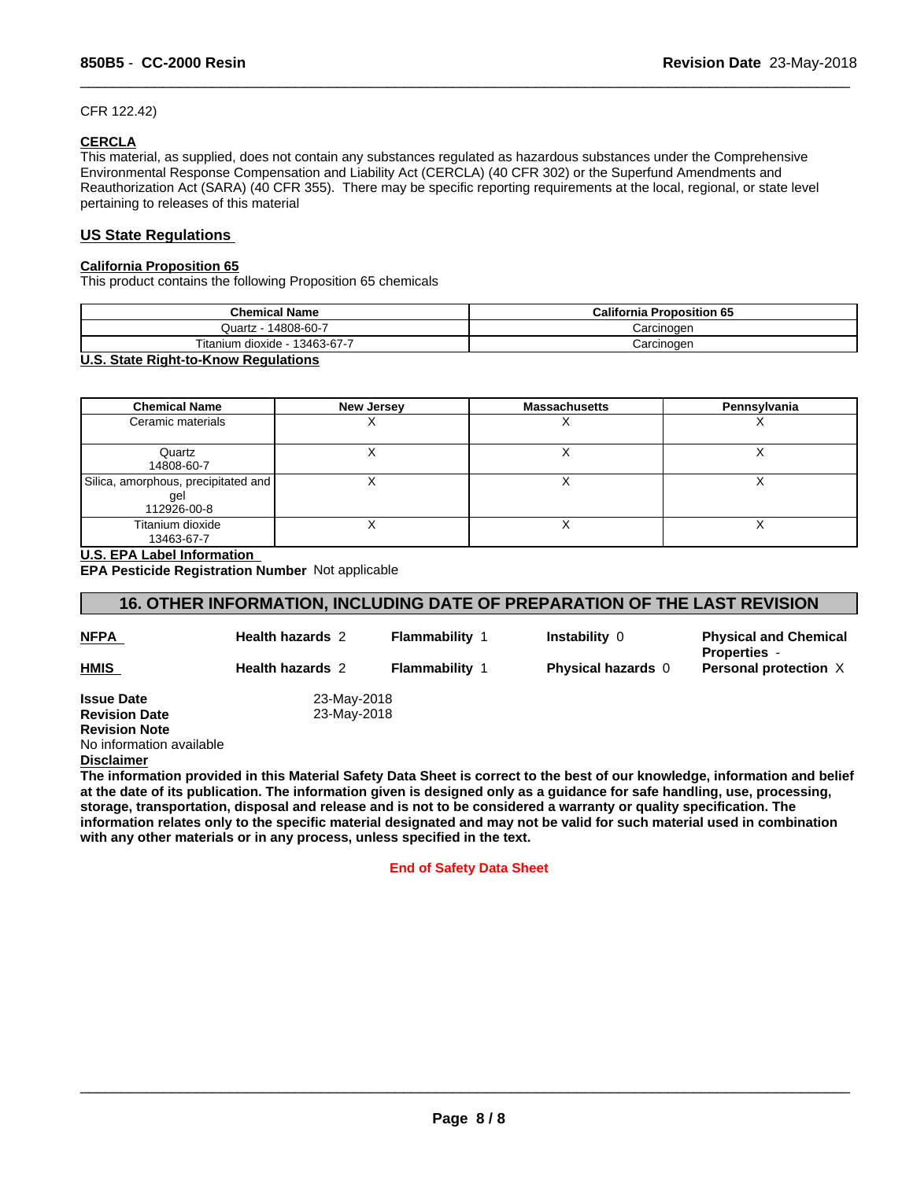CFR 122.42)

**CERCLA**

This material, as supplied, does not contain any substances regulated as hazardous substances under the Comprehensive Environmental Response Compensation and Liability Act (CERCLA) (40 CFR 302) or the Superfund Amendments and Reauthorization Act (SARA) (40 CFR 355). There may be specific reporting requirements at the local, regional, or state level pertaining to releases of this material

## US State Regulations

**California Proposition 65**

This product contains the following Proposition 65 chemicals

| Chemical Name | California Proposition 65 |
|---|---|
| Quartz - 14808-60-7 | Carcinogen |
| Titanium dioxide - 13463-67-7 | Carcinogen |

**U.S. State Right-to-Know Regulations**

| Chemical Name | New Jersey | Massachusetts | Pennsylvania |
|---|---|---|---|
| Ceramic materials | X | X | X |
| Quartz 14808-60-7 | X | X | X |
| Silica, amorphous, precipitated and gel 112926-00-8 | X | X | X |
| Titanium dioxide 13463-67-7 | X | X | X |

**U.S. EPA Label Information**

**EPA Pesticide Registration Number** Not applicable

## 16. OTHER INFORMATION, INCLUDING DATE OF PREPARATION OF THE LAST REVISION

| | | | | |
|---|---|---|---|---|
| **NFPA** | **Health hazards** 2 | **Flammability** 1 | **Instability** 0 | **Physical and Chemical Properties** - |
| **HMIS** | **Health hazards** 2 | **Flammability** 1 | **Physical hazards** 0 | **Personal protection** X |

**Issue Date** 23-May-2018
**Revision Date** 23-May-2018
**Revision Note**
No information available

**Disclaimer**

**The information provided in this Material Safety Data Sheet is correct to the best of our knowledge, information and belief at the date of its publication. The information given is designed only as a guidance for safe handling, use, processing, storage, transportation, disposal and release and is not to be considered a warranty or quality specification. The information relates only to the specific material designated and may not be valid for such material used in combination with any other materials or in any process, unless specified in the text.**

**End of Safety Data Sheet**